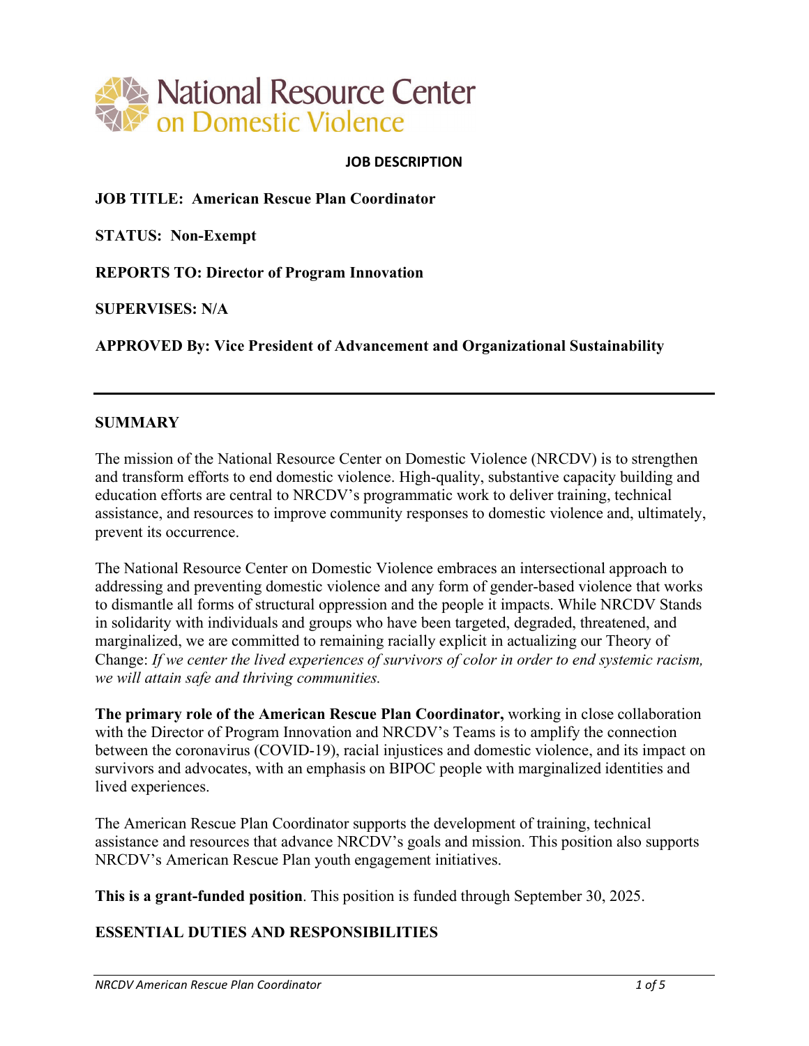National Resource Center on Domestic Violence

## JOB DESCRIPTION

**JOB TITLE: American Rescue Plan Coordinator**

**STATUS: Non-Exempt**

**REPORTS TO: Director of Program Innovation**

**SUPERVISES: N/A**

**APPROVED By: Vice President of Advancement and Organizational Sustainability**

---

## SUMMARY

The mission of the National Resource Center on Domestic Violence (NRCDV) is to strengthen and transform efforts to end domestic violence. High-quality, substantive capacity building and education efforts are central to NRCDV's programmatic work to deliver training, technical assistance, and resources to improve community responses to domestic violence and, ultimately, prevent its occurrence.

The National Resource Center on Domestic Violence embraces an intersectional approach to addressing and preventing domestic violence and any form of gender-based violence that works to dismantle all forms of structural oppression and the people it impacts. While NRCDV Stands in solidarity with individuals and groups who have been targeted, degraded, threatened, and marginalized, we are committed to remaining racially explicit in actualizing our Theory of Change: *If we center the lived experiences of survivors of color in order to end systemic racism, we will attain safe and thriving communities.*

**The primary role of the American Rescue Plan Coordinator,** working in close collaboration with the Director of Program Innovation and NRCDV's Teams is to amplify the connection between the coronavirus (COVID-19), racial injustices and domestic violence, and its impact on survivors and advocates, with an emphasis on BIPOC people with marginalized identities and lived experiences.

The American Rescue Plan Coordinator supports the development of training, technical assistance and resources that advance NRCDV's goals and mission. This position also supports NRCDV's American Rescue Plan youth engagement initiatives.

**This is a grant-funded position**. This position is funded through September 30, 2025.

## ESSENTIAL DUTIES AND RESPONSIBILITIES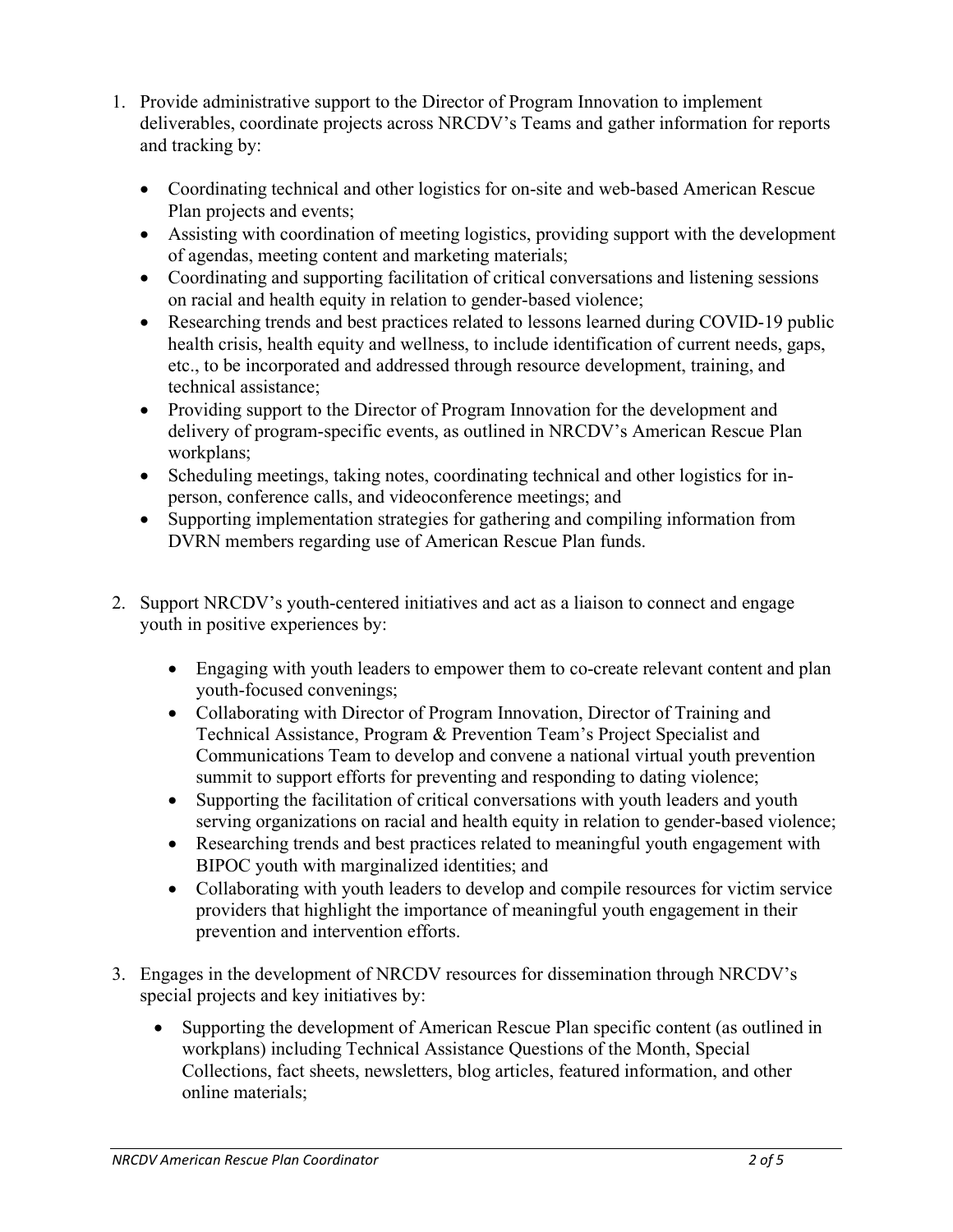1. Provide administrative support to the Director of Program Innovation to implement deliverables, coordinate projects across NRCDV's Teams and gather information for reports and tracking by:

    - Coordinating technical and other logistics for on-site and web-based American Rescue Plan projects and events;
    - Assisting with coordination of meeting logistics, providing support with the development of agendas, meeting content and marketing materials;
    - Coordinating and supporting facilitation of critical conversations and listening sessions on racial and health equity in relation to gender-based violence;
    - Researching trends and best practices related to lessons learned during COVID-19 public health crisis, health equity and wellness, to include identification of current needs, gaps, etc., to be incorporated and addressed through resource development, training, and technical assistance;
    - Providing support to the Director of Program Innovation for the development and delivery of program-specific events, as outlined in NRCDV's American Rescue Plan workplans;
    - Scheduling meetings, taking notes, coordinating technical and other logistics for in-person, conference calls, and videoconference meetings; and
    - Supporting implementation strategies for gathering and compiling information from DVRN members regarding use of American Rescue Plan funds.

2. Support NRCDV's youth-centered initiatives and act as a liaison to connect and engage youth in positive experiences by:

    - Engaging with youth leaders to empower them to co-create relevant content and plan youth-focused convenings;
    - Collaborating with Director of Program Innovation, Director of Training and Technical Assistance, Program & Prevention Team's Project Specialist and Communications Team to develop and convene a national virtual youth prevention summit to support efforts for preventing and responding to dating violence;
    - Supporting the facilitation of critical conversations with youth leaders and youth serving organizations on racial and health equity in relation to gender-based violence;
    - Researching trends and best practices related to meaningful youth engagement with BIPOC youth with marginalized identities; and
    - Collaborating with youth leaders to develop and compile resources for victim service providers that highlight the importance of meaningful youth engagement in their prevention and intervention efforts.

3. Engages in the development of NRCDV resources for dissemination through NRCDV's special projects and key initiatives by:

    - Supporting the development of American Rescue Plan specific content (as outlined in workplans) including Technical Assistance Questions of the Month, Special Collections, fact sheets, newsletters, blog articles, featured information, and other online materials;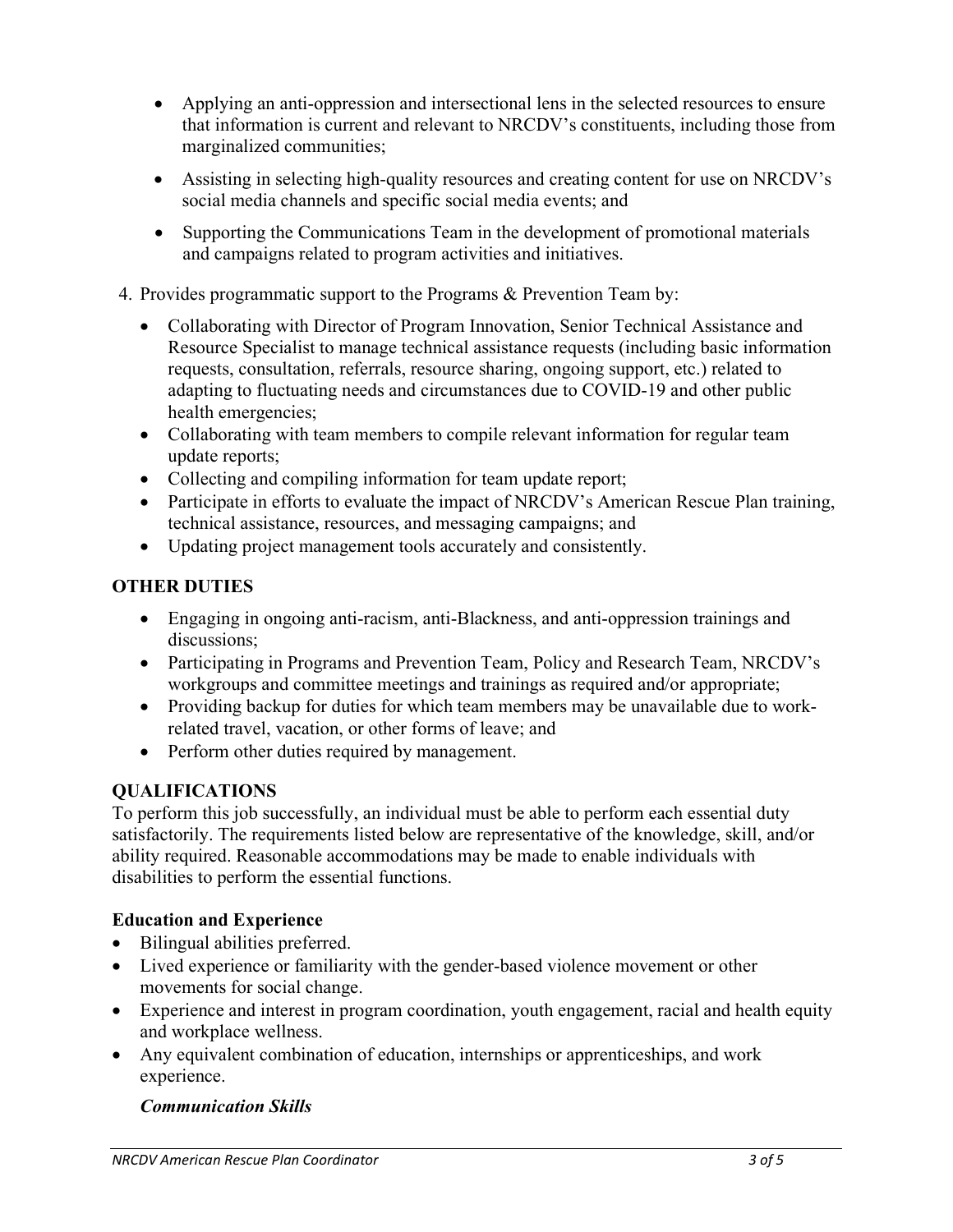- Applying an anti-oppression and intersectional lens in the selected resources to ensure that information is current and relevant to NRCDV's constituents, including those from marginalized communities;
- Assisting in selecting high-quality resources and creating content for use on NRCDV's social media channels and specific social media events; and
- Supporting the Communications Team in the development of promotional materials and campaigns related to program activities and initiatives.

4. Provides programmatic support to the Programs & Prevention Team by:
   - Collaborating with Director of Program Innovation, Senior Technical Assistance and Resource Specialist to manage technical assistance requests (including basic information requests, consultation, referrals, resource sharing, ongoing support, etc.) related to adapting to fluctuating needs and circumstances due to COVID-19 and other public health emergencies;
   - Collaborating with team members to compile relevant information for regular team update reports;
   - Collecting and compiling information for team update report;
   - Participate in efforts to evaluate the impact of NRCDV's American Rescue Plan training, technical assistance, resources, and messaging campaigns; and
   - Updating project management tools accurately and consistently.

## OTHER DUTIES

- Engaging in ongoing anti-racism, anti-Blackness, and anti-oppression trainings and discussions;
- Participating in Programs and Prevention Team, Policy and Research Team, NRCDV's workgroups and committee meetings and trainings as required and/or appropriate;
- Providing backup for duties for which team members may be unavailable due to work-related travel, vacation, or other forms of leave; and
- Perform other duties required by management.

## QUALIFICATIONS

To perform this job successfully, an individual must be able to perform each essential duty satisfactorily. The requirements listed below are representative of the knowledge, skill, and/or ability required. Reasonable accommodations may be made to enable individuals with disabilities to perform the essential functions.

### Education and Experience

- Bilingual abilities preferred.
- Lived experience or familiarity with the gender-based violence movement or other movements for social change.
- Experience and interest in program coordination, youth engagement, racial and health equity and workplace wellness.
- Any equivalent combination of education, internships or apprenticeships, and work experience.

#### *Communication Skills*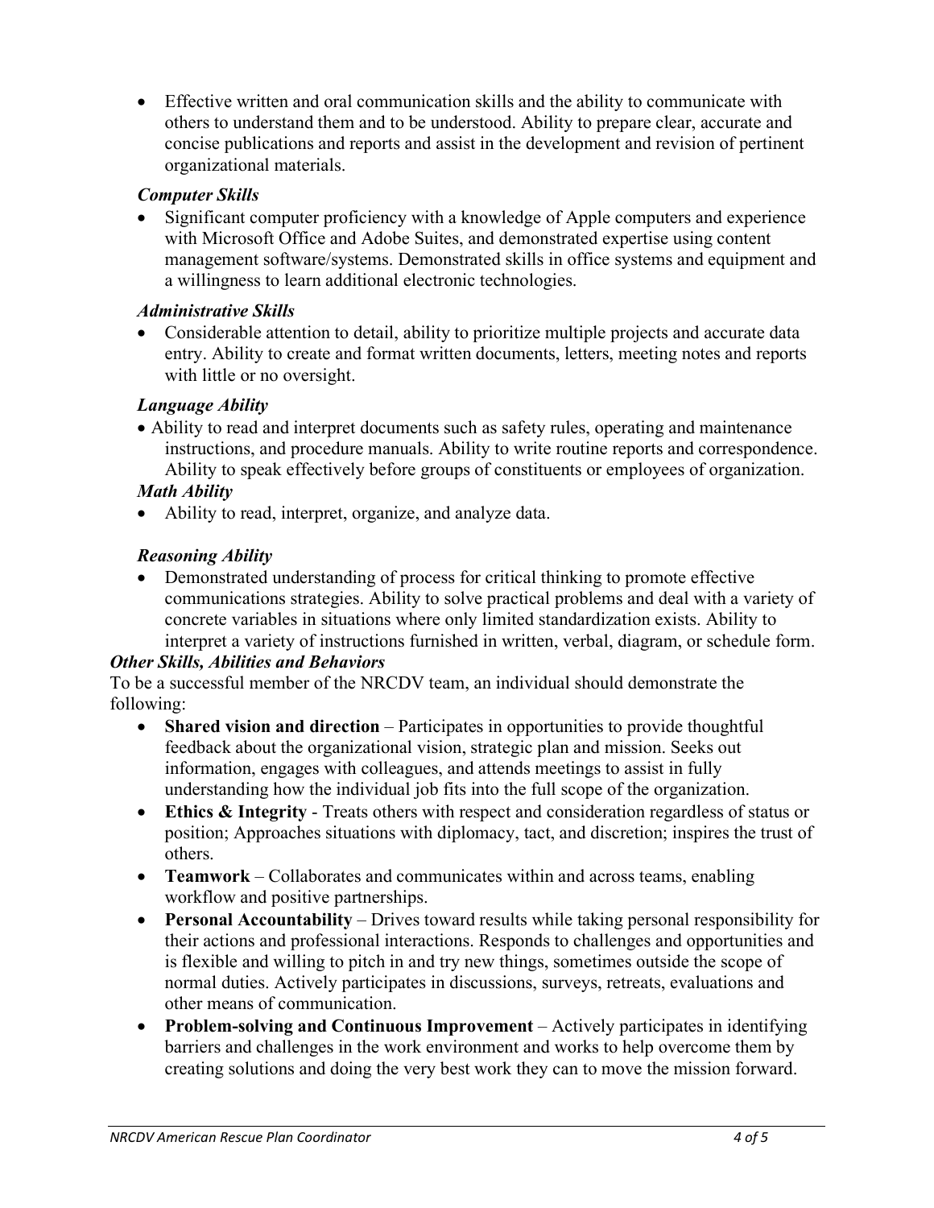- Effective written and oral communication skills and the ability to communicate with others to understand them and to be understood. Ability to prepare clear, accurate and concise publications and reports and assist in the development and revision of pertinent organizational materials.

***Computer Skills***

- Significant computer proficiency with a knowledge of Apple computers and experience with Microsoft Office and Adobe Suites, and demonstrated expertise using content management software/systems. Demonstrated skills in office systems and equipment and a willingness to learn additional electronic technologies.

***Administrative Skills***

- Considerable attention to detail, ability to prioritize multiple projects and accurate data entry. Ability to create and format written documents, letters, meeting notes and reports with little or no oversight.

***Language Ability***

- Ability to read and interpret documents such as safety rules, operating and maintenance instructions, and procedure manuals. Ability to write routine reports and correspondence. Ability to speak effectively before groups of constituents or employees of organization.

***Math Ability***

- Ability to read, interpret, organize, and analyze data.

***Reasoning Ability***

- Demonstrated understanding of process for critical thinking to promote effective communications strategies. Ability to solve practical problems and deal with a variety of concrete variables in situations where only limited standardization exists. Ability to interpret a variety of instructions furnished in written, verbal, diagram, or schedule form.

***Other Skills, Abilities and Behaviors***

To be a successful member of the NRCDV team, an individual should demonstrate the following:

- **Shared vision and direction** – Participates in opportunities to provide thoughtful feedback about the organizational vision, strategic plan and mission. Seeks out information, engages with colleagues, and attends meetings to assist in fully understanding how the individual job fits into the full scope of the organization.
- **Ethics & Integrity** - Treats others with respect and consideration regardless of status or position; Approaches situations with diplomacy, tact, and discretion; inspires the trust of others.
- **Teamwork** – Collaborates and communicates within and across teams, enabling workflow and positive partnerships.
- **Personal Accountability** – Drives toward results while taking personal responsibility for their actions and professional interactions. Responds to challenges and opportunities and is flexible and willing to pitch in and try new things, sometimes outside the scope of normal duties. Actively participates in discussions, surveys, retreats, evaluations and other means of communication.
- **Problem-solving and Continuous Improvement** – Actively participates in identifying barriers and challenges in the work environment and works to help overcome them by creating solutions and doing the very best work they can to move the mission forward.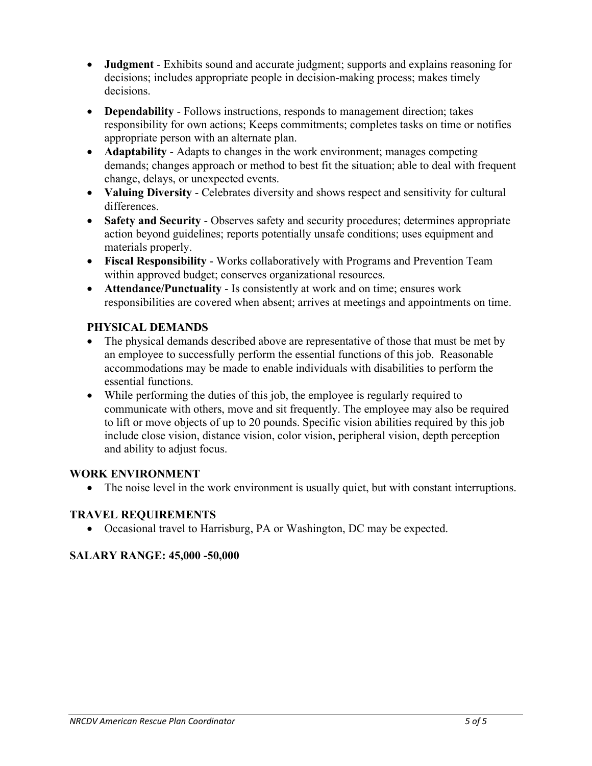- **Judgment** - Exhibits sound and accurate judgment; supports and explains reasoning for decisions; includes appropriate people in decision-making process; makes timely decisions.
- **Dependability** - Follows instructions, responds to management direction; takes responsibility for own actions; Keeps commitments; completes tasks on time or notifies appropriate person with an alternate plan.
- **Adaptability** - Adapts to changes in the work environment; manages competing demands; changes approach or method to best fit the situation; able to deal with frequent change, delays, or unexpected events.
- **Valuing Diversity** - Celebrates diversity and shows respect and sensitivity for cultural differences.
- **Safety and Security** - Observes safety and security procedures; determines appropriate action beyond guidelines; reports potentially unsafe conditions; uses equipment and materials properly.
- **Fiscal Responsibility** - Works collaboratively with Programs and Prevention Team within approved budget; conserves organizational resources.
- **Attendance/Punctuality** - Is consistently at work and on time; ensures work responsibilities are covered when absent; arrives at meetings and appointments on time.

### PHYSICAL DEMANDS

- The physical demands described above are representative of those that must be met by an employee to successfully perform the essential functions of this job. Reasonable accommodations may be made to enable individuals with disabilities to perform the essential functions.
- While performing the duties of this job, the employee is regularly required to communicate with others, move and sit frequently. The employee may also be required to lift or move objects of up to 20 pounds. Specific vision abilities required by this job include close vision, distance vision, color vision, peripheral vision, depth perception and ability to adjust focus.

## WORK ENVIRONMENT

- The noise level in the work environment is usually quiet, but with constant interruptions.

## TRAVEL REQUIREMENTS

- Occasional travel to Harrisburg, PA or Washington, DC may be expected.

## SALARY RANGE: 45,000 -50,000